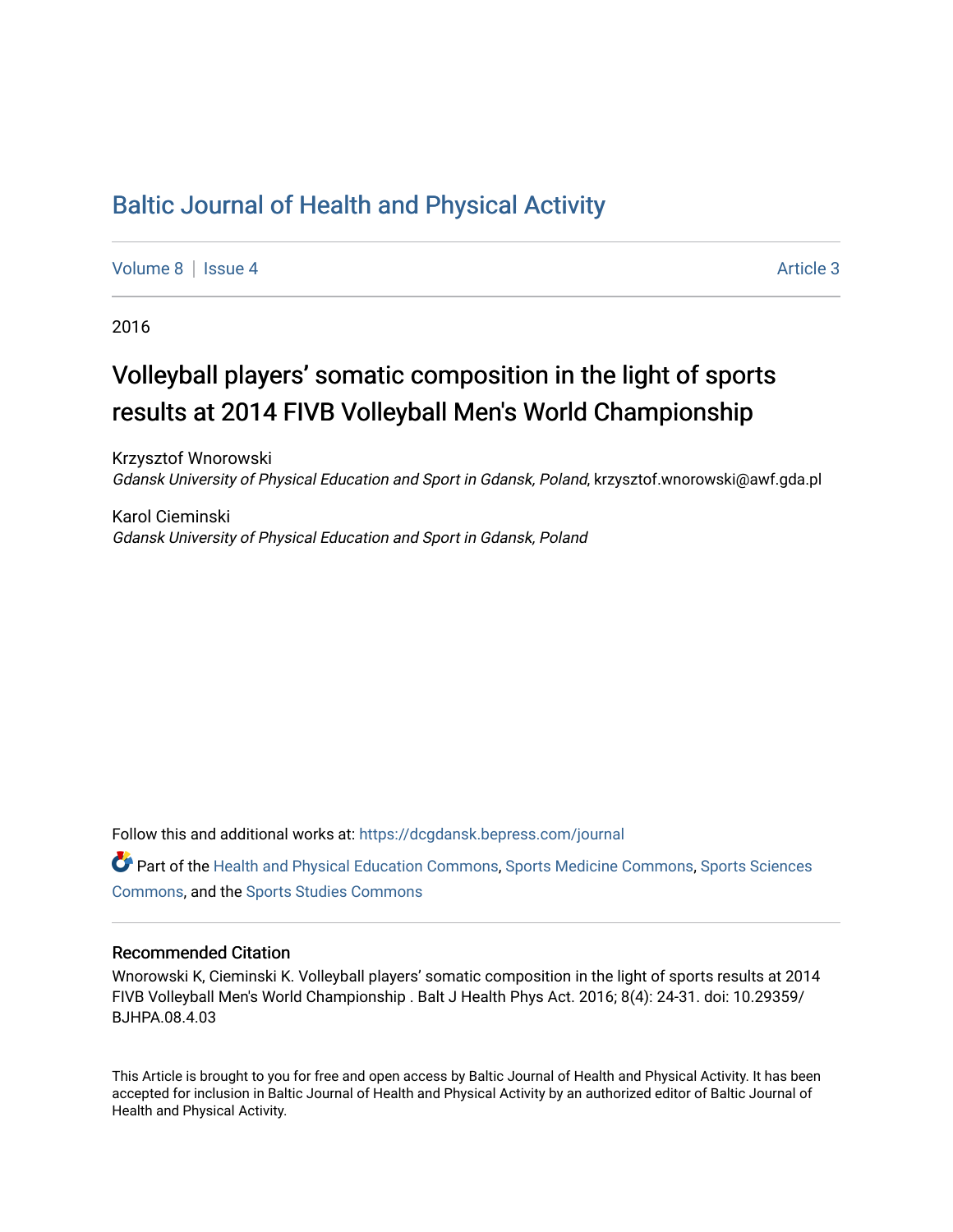# Baltic Journal of Health and Physical Activity

Volume 8 | Issue 4 Article 3

2016

## Volleyball players' somatic composition in the light of sports results at 2014 FIVB Volleyball Men's World Championship

Krzysztof Wnorowski
*Gdansk University of Physical Education and Sport in Gdansk, Poland*, krzysztof.wnorowski@awf.gda.pl

Karol Cieminski
*Gdansk University of Physical Education and Sport in Gdansk, Poland*

Follow this and additional works at: https://dcgdansk.bepress.com/journal

Part of the Health and Physical Education Commons, Sports Medicine Commons, Sports Sciences Commons, and the Sports Studies Commons

### Recommended Citation

Wnorowski K, Cieminski K. Volleyball players' somatic composition in the light of sports results at 2014 FIVB Volleyball Men's World Championship . Balt J Health Phys Act. 2016; 8(4): 24-31. doi: 10.29359/BJHPA.08.4.03

This Article is brought to you for free and open access by Baltic Journal of Health and Physical Activity. It has been accepted for inclusion in Baltic Journal of Health and Physical Activity by an authorized editor of Baltic Journal of Health and Physical Activity.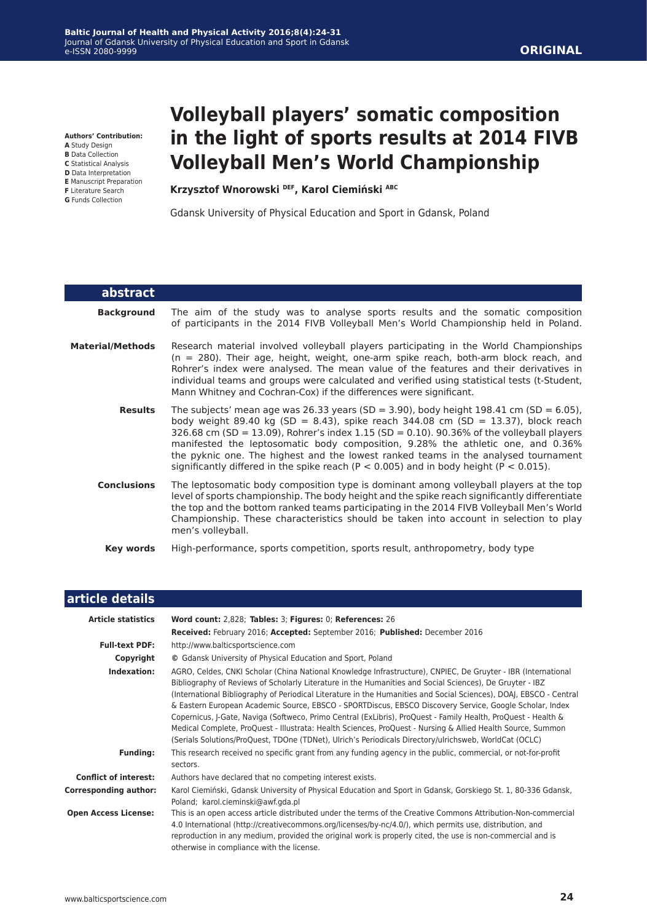**ORIGINAL**

# Volleyball players' somatic composition in the light of sports results at 2014 FIVB Volleyball Men's World Championship

**Krzysztof Wnorowski** [DEF], **Karol Ciemiński** [ABC]

Gdansk University of Physical Education and Sport in Gdansk, Poland

**Authors' Contribution:**
**A** Study Design
**B** Data Collection
**C** Statistical Analysis
**D** Data Interpretation
**E** Manuscript Preparation
**F** Literature Search
**G** Funds Collection

## abstract

**Background** The aim of the study was to analyse sports results and the somatic composition of participants in the 2014 FIVB Volleyball Men's World Championship held in Poland.

**Material/Methods** Research material involved volleyball players participating in the World Championships (n = 280). Their age, height, weight, one-arm spike reach, both-arm block reach, and Rohrer's index were analysed. The mean value of the features and their derivatives in individual teams and groups were calculated and verified using statistical tests (t-Student, Mann Whitney and Cochran-Cox) if the differences were significant.

**Results** The subjects' mean age was 26.33 years (SD = 3.90), body height 198.41 cm (SD = 6.05), body weight 89.40 kg (SD = 8.43), spike reach 344.08 cm (SD = 13.37), block reach 326.68 cm (SD = 13.09), Rohrer's index 1.15 (SD = 0.10). 90.36% of the volleyball players manifested the leptosomatic body composition, 9.28% the athletic one, and 0.36% the pyknic one. The highest and the lowest ranked teams in the analysed tournament significantly differed in the spike reach ($P < 0.005$) and in body height ($P < 0.015$).

**Conclusions** The leptosomatic body composition type is dominant among volleyball players at the top level of sports championship. The body height and the spike reach significantly differentiate the top and the bottom ranked teams participating in the 2014 FIVB Volleyball Men's World Championship. These characteristics should be taken into account in selection to play men's volleyball.

**Key words** High-performance, sports competition, sports result, anthropometry, body type

## article details

**Article statistics** **Word count:** 2,828; **Tables:** 3; **Figures:** 0; **References:** 26
**Received:** February 2016; **Accepted:** September 2016; **Published:** December 2016

**Full-text PDF:** http://www.balticsportscience.com

**Copyright** © Gdansk University of Physical Education and Sport, Poland

**Indexation:** AGRO, Celdes, CNKI Scholar (China National Knowledge Infrastructure), CNPIEC, De Gruyter - IBR (International Bibliography of Reviews of Scholarly Literature in the Humanities and Social Sciences), De Gruyter - IBZ (International Bibliography of Periodical Literature in the Humanities and Social Sciences), DOAJ, EBSCO - Central & Eastern European Academic Source, EBSCO - SPORTDiscus, EBSCO Discovery Service, Google Scholar, Index Copernicus, J-Gate, Naviga (Softweco, Primo Central (ExLibris), ProQuest - Family Health, ProQuest - Health & Medical Complete, ProQuest - Illustrata: Health Sciences, ProQuest - Nursing & Allied Health Source, Summon (Serials Solutions/ProQuest, TDOne (TDNet), Ulrich's Periodicals Directory/ulrichsweb, WorldCat (OCLC)

**Funding:** This research received no specific grant from any funding agency in the public, commercial, or not-for-profit sectors.

**Conflict of interest:** Authors have declared that no competing interest exists.

**Corresponding author:** Karol Ciemiński, Gdansk University of Physical Education and Sport in Gdansk, Gorskiego St. 1, 80-336 Gdansk, Poland; karol.cieminski@awf.gda.pl

**Open Access License:** This is an open access article distributed under the terms of the Creative Commons Attribution-Non-commercial 4.0 International (http://creativecommons.org/licenses/by-nc/4.0/), which permits use, distribution, and reproduction in any medium, provided the original work is properly cited, the use is non-commercial and is otherwise in compliance with the license.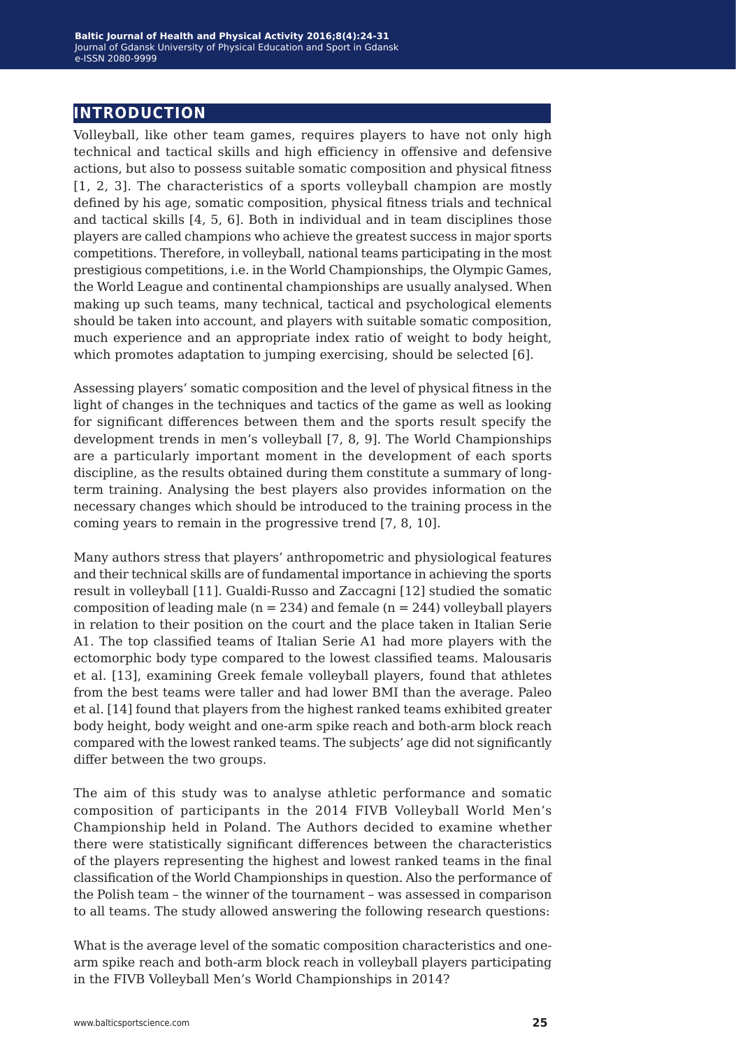## INTRODUCTION

Volleyball, like other team games, requires players to have not only high technical and tactical skills and high efficiency in offensive and defensive actions, but also to possess suitable somatic composition and physical fitness [1, 2, 3]. The characteristics of a sports volleyball champion are mostly defined by his age, somatic composition, physical fitness trials and technical and tactical skills [4, 5, 6]. Both in individual and in team disciplines those players are called champions who achieve the greatest success in major sports competitions. Therefore, in volleyball, national teams participating in the most prestigious competitions, i.e. in the World Championships, the Olympic Games, the World League and continental championships are usually analysed. When making up such teams, many technical, tactical and psychological elements should be taken into account, and players with suitable somatic composition, much experience and an appropriate index ratio of weight to body height, which promotes adaptation to jumping exercising, should be selected [6].

Assessing players' somatic composition and the level of physical fitness in the light of changes in the techniques and tactics of the game as well as looking for significant differences between them and the sports result specify the development trends in men's volleyball [7, 8, 9]. The World Championships are a particularly important moment in the development of each sports discipline, as the results obtained during them constitute a summary of long-term training. Analysing the best players also provides information on the necessary changes which should be introduced to the training process in the coming years to remain in the progressive trend [7, 8, 10].

Many authors stress that players' anthropometric and physiological features and their technical skills are of fundamental importance in achieving the sports result in volleyball [11]. Gualdi-Russo and Zaccagni [12] studied the somatic composition of leading male (n = 234) and female (n = 244) volleyball players in relation to their position on the court and the place taken in Italian Serie A1. The top classified teams of Italian Serie A1 had more players with the ectomorphic body type compared to the lowest classified teams. Malousaris et al. [13], examining Greek female volleyball players, found that athletes from the best teams were taller and had lower BMI than the average. Paleo et al. [14] found that players from the highest ranked teams exhibited greater body height, body weight and one-arm spike reach and both-arm block reach compared with the lowest ranked teams. The subjects' age did not significantly differ between the two groups.

The aim of this study was to analyse athletic performance and somatic composition of participants in the 2014 FIVB Volleyball World Men's Championship held in Poland. The Authors decided to examine whether there were statistically significant differences between the characteristics of the players representing the highest and lowest ranked teams in the final classification of the World Championships in question. Also the performance of the Polish team – the winner of the tournament – was assessed in comparison to all teams. The study allowed answering the following research questions:

What is the average level of the somatic composition characteristics and one-arm spike reach and both-arm block reach in volleyball players participating in the FIVB Volleyball Men's World Championships in 2014?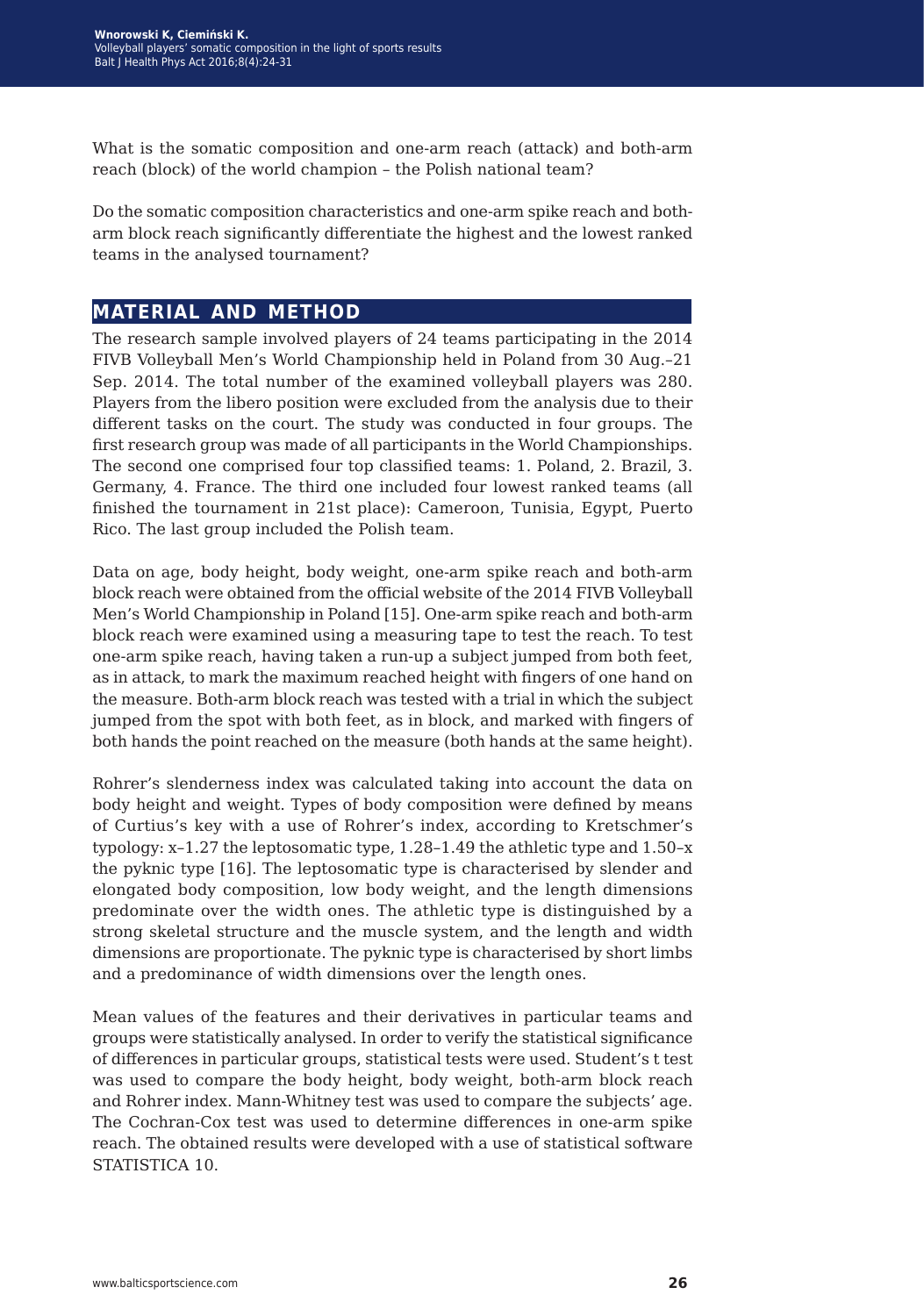What is the somatic composition and one-arm reach (attack) and both-arm reach (block) of the world champion – the Polish national team?

Do the somatic composition characteristics and one-arm spike reach and both-arm block reach significantly differentiate the highest and the lowest ranked teams in the analysed tournament?

## MATERIAL AND METHOD

The research sample involved players of 24 teams participating in the 2014 FIVB Volleyball Men's World Championship held in Poland from 30 Aug.–21 Sep. 2014. The total number of the examined volleyball players was 280. Players from the libero position were excluded from the analysis due to their different tasks on the court. The study was conducted in four groups. The first research group was made of all participants in the World Championships. The second one comprised four top classified teams: 1. Poland, 2. Brazil, 3. Germany, 4. France. The third one included four lowest ranked teams (all finished the tournament in 21st place): Cameroon, Tunisia, Egypt, Puerto Rico. The last group included the Polish team.

Data on age, body height, body weight, one-arm spike reach and both-arm block reach were obtained from the official website of the 2014 FIVB Volleyball Men's World Championship in Poland [15]. One-arm spike reach and both-arm block reach were examined using a measuring tape to test the reach. To test one-arm spike reach, having taken a run-up a subject jumped from both feet, as in attack, to mark the maximum reached height with fingers of one hand on the measure. Both-arm block reach was tested with a trial in which the subject jumped from the spot with both feet, as in block, and marked with fingers of both hands the point reached on the measure (both hands at the same height).

Rohrer's slenderness index was calculated taking into account the data on body height and weight. Types of body composition were defined by means of Curtius's key with a use of Rohrer's index, according to Kretschmer's typology: x–1.27 the leptosomatic type, 1.28–1.49 the athletic type and 1.50–x the pyknic type [16]. The leptosomatic type is characterised by slender and elongated body composition, low body weight, and the length dimensions predominate over the width ones. The athletic type is distinguished by a strong skeletal structure and the muscle system, and the length and width dimensions are proportionate. The pyknic type is characterised by short limbs and a predominance of width dimensions over the length ones.

Mean values of the features and their derivatives in particular teams and groups were statistically analysed. In order to verify the statistical significance of differences in particular groups, statistical tests were used. Student's t test was used to compare the body height, body weight, both-arm block reach and Rohrer index. Mann-Whitney test was used to compare the subjects' age. The Cochran-Cox test was used to determine differences in one-arm spike reach. The obtained results were developed with a use of statistical software STATISTICA 10.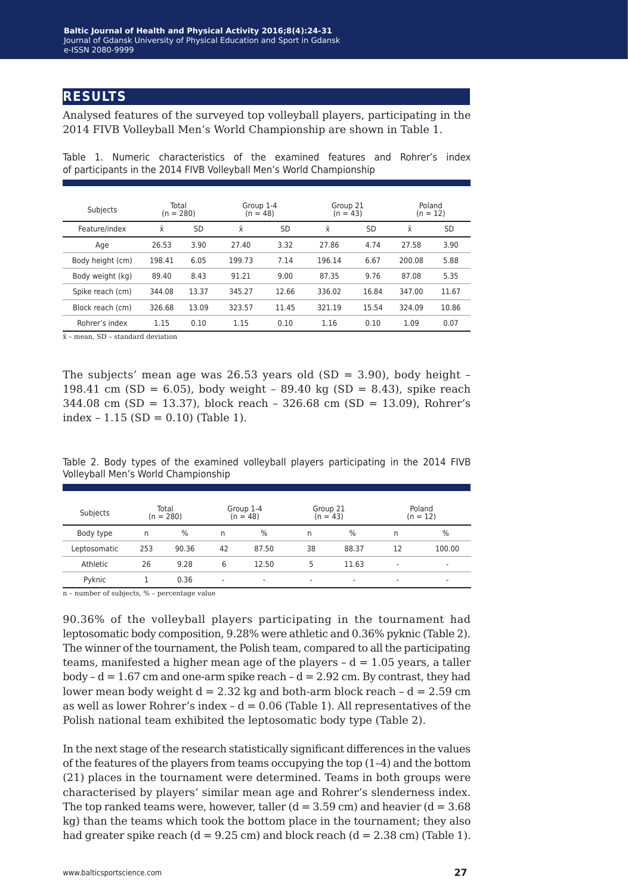## RESULTS

Analysed features of the surveyed top volleyball players, participating in the 2014 FIVB Volleyball Men's World Championship are shown in Table 1.

Table 1. Numeric characteristics of the examined features and Rohrer's index of participants in the 2014 FIVB Volleyball Men's World Championship

| Subjects | Total (n = 280) | | Group 1-4 (n = 48) | | Group 21 (n = 43) | | Poland (n = 12) | |
|---|---|---|---|---|---|---|---|---|
| Feature/index | x̄ | SD | x̄ | SD | x̄ | SD | x̄ | SD |
| Age | 26.53 | 3.90 | 27.40 | 3.32 | 27.86 | 4.74 | 27.58 | 3.90 |
| Body height (cm) | 198.41 | 6.05 | 199.73 | 7.14 | 196.14 | 6.67 | 200.08 | 5.88 |
| Body weight (kg) | 89.40 | 8.43 | 91.21 | 9.00 | 87.35 | 9.76 | 87.08 | 5.35 |
| Spike reach (cm) | 344.08 | 13.37 | 345.27 | 12.66 | 336.02 | 16.84 | 347.00 | 11.67 |
| Block reach (cm) | 326.68 | 13.09 | 323.57 | 11.45 | 321.19 | 15.54 | 324.09 | 10.86 |
| Rohrer's index | 1.15 | 0.10 | 1.15 | 0.10 | 1.16 | 0.10 | 1.09 | 0.07 |

x̄ – mean, SD – standard deviation

The subjects' mean age was 26.53 years old (SD = 3.90), body height – 198.41 cm (SD = 6.05), body weight – 89.40 kg (SD = 8.43), spike reach 344.08 cm (SD = 13.37), block reach – 326.68 cm (SD = 13.09), Rohrer's index – 1.15 (SD = 0.10) (Table 1).

Table 2. Body types of the examined volleyball players participating in the 2014 FIVB Volleyball Men's World Championship

| Subjects | Total (n = 280) | | Group 1-4 (n = 48) | | Group 21 (n = 43) | | Poland (n = 12) | |
|---|---|---|---|---|---|---|---|---|
| Body type | n | % | n | % | n | % | n | % |
| Leptosomatic | 253 | 90.36 | 42 | 87.50 | 38 | 88.37 | 12 | 100.00 |
| Athletic | 26 | 9.28 | 6 | 12.50 | 5 | 11.63 | - | - |
| Pyknic | 1 | 0.36 | - | - | - | - | - | - |

n – number of subjects, % – percentage value

90.36% of the volleyball players participating in the tournament had leptosomatic body composition, 9.28% were athletic and 0.36% pyknic (Table 2). The winner of the tournament, the Polish team, compared to all the participating teams, manifested a higher mean age of the players – d = 1.05 years, a taller body – d = 1.67 cm and one-arm spike reach – d = 2.92 cm. By contrast, they had lower mean body weight d = 2.32 kg and both-arm block reach – d = 2.59 cm as well as lower Rohrer's index – d = 0.06 (Table 1). All representatives of the Polish national team exhibited the leptosomatic body type (Table 2).

In the next stage of the research statistically significant differences in the values of the features of the players from teams occupying the top (1–4) and the bottom (21) places in the tournament were determined. Teams in both groups were characterised by players' similar mean age and Rohrer's slenderness index. The top ranked teams were, however, taller (d = 3.59 cm) and heavier (d = 3.68 kg) than the teams which took the bottom place in the tournament; they also had greater spike reach (d = 9.25 cm) and block reach (d = 2.38 cm) (Table 1).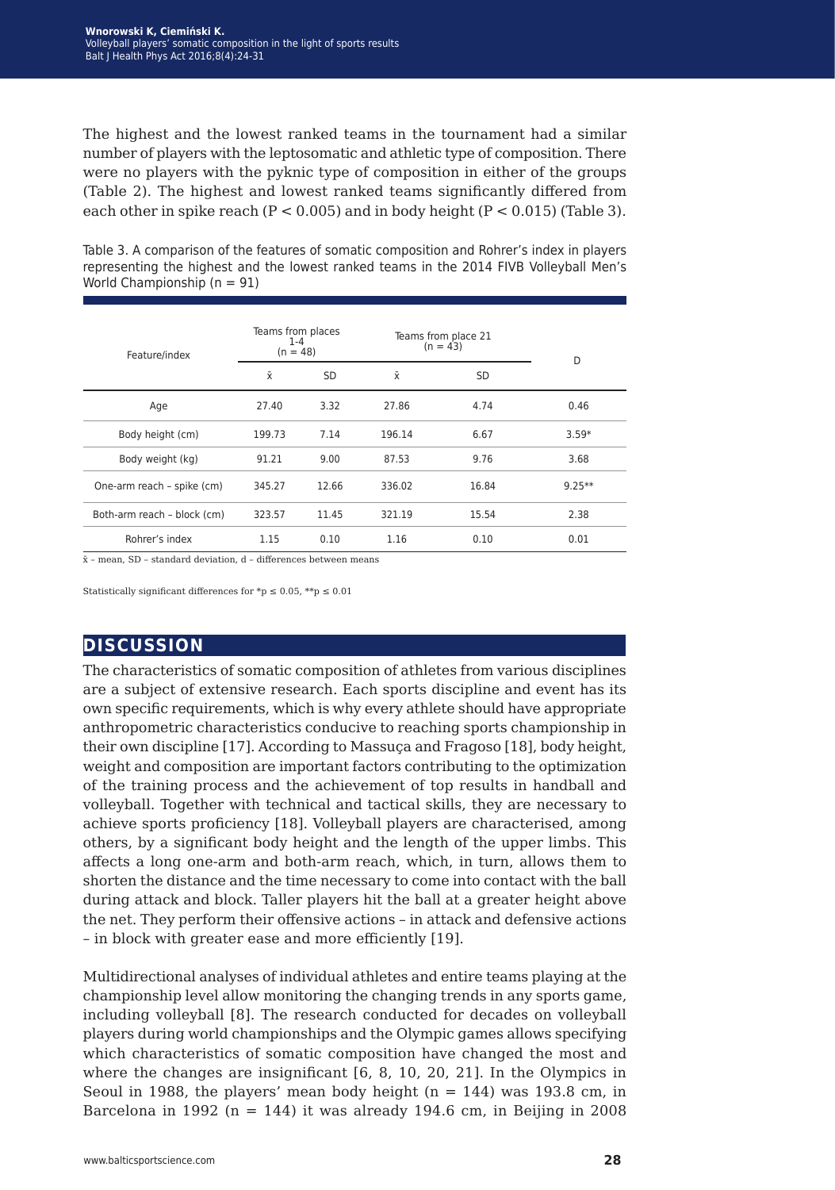The highest and the lowest ranked teams in the tournament had a similar number of players with the leptosomatic and athletic type of composition. There were no players with the pyknic type of composition in either of the groups (Table 2). The highest and lowest ranked teams significantly differed from each other in spike reach ($P < 0.005$) and in body height ($P < 0.015$) (Table 3).

Table 3. A comparison of the features of somatic composition and Rohrer's index in players representing the highest and the lowest ranked teams in the 2014 FIVB Volleyball Men's World Championship (n = 91)

| Feature/index | Teams from places 1-4 (n = 48) | | Teams from place 21 (n = 43) | | D |
|---|---|---|---|---|---|
| | x̄ | SD | x̄ | SD | |
| Age | 27.40 | 3.32 | 27.86 | 4.74 | 0.46 |
| Body height (cm) | 199.73 | 7.14 | 196.14 | 6.67 | 3.59* |
| Body weight (kg) | 91.21 | 9.00 | 87.53 | 9.76 | 3.68 |
| One-arm reach – spike (cm) | 345.27 | 12.66 | 336.02 | 16.84 | 9.25** |
| Both-arm reach – block (cm) | 323.57 | 11.45 | 321.19 | 15.54 | 2.38 |
| Rohrer's index | 1.15 | 0.10 | 1.16 | 0.10 | 0.01 |

x̄ – mean, SD – standard deviation, d – differences between means

Statistically significant differences for $*p \leq 0.05$, $**p \leq 0.01$

## DISCUSSION

The characteristics of somatic composition of athletes from various disciplines are a subject of extensive research. Each sports discipline and event has its own specific requirements, which is why every athlete should have appropriate anthropometric characteristics conducive to reaching sports championship in their own discipline [17]. According to Massuça and Fragoso [18], body height, weight and composition are important factors contributing to the optimization of the training process and the achievement of top results in handball and volleyball. Together with technical and tactical skills, they are necessary to achieve sports proficiency [18]. Volleyball players are characterised, among others, by a significant body height and the length of the upper limbs. This affects a long one-arm and both-arm reach, which, in turn, allows them to shorten the distance and the time necessary to come into contact with the ball during attack and block. Taller players hit the ball at a greater height above the net. They perform their offensive actions – in attack and defensive actions – in block with greater ease and more efficiently [19].

Multidirectional analyses of individual athletes and entire teams playing at the championship level allow monitoring the changing trends in any sports game, including volleyball [8]. The research conducted for decades on volleyball players during world championships and the Olympic games allows specifying which characteristics of somatic composition have changed the most and where the changes are insignificant [6, 8, 10, 20, 21]. In the Olympics in Seoul in 1988, the players' mean body height (n = 144) was 193.8 cm, in Barcelona in 1992 (n = 144) it was already 194.6 cm, in Beijing in 2008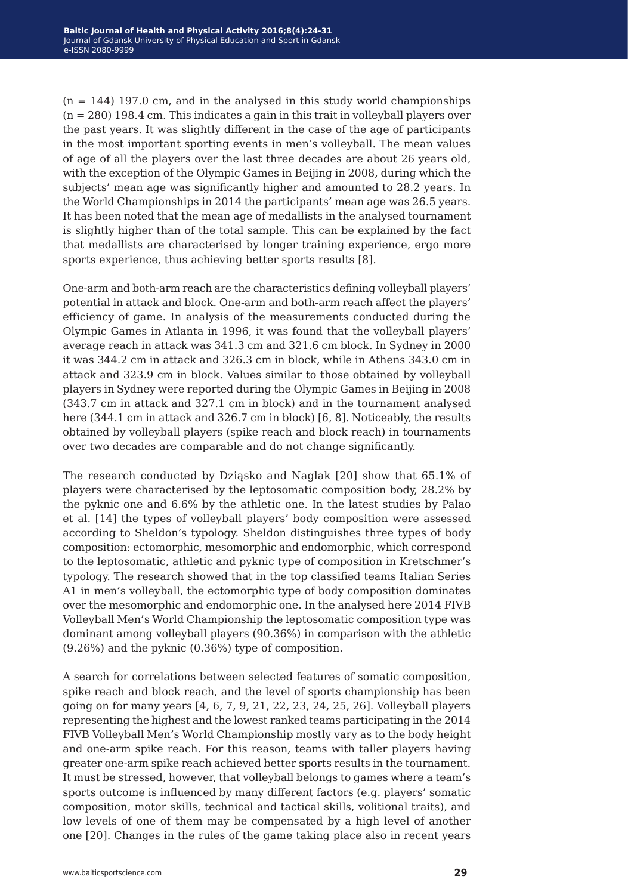(n = 144) 197.0 cm, and in the analysed in this study world championships (n = 280) 198.4 cm. This indicates a gain in this trait in volleyball players over the past years. It was slightly different in the case of the age of participants in the most important sporting events in men's volleyball. The mean values of age of all the players over the last three decades are about 26 years old, with the exception of the Olympic Games in Beijing in 2008, during which the subjects' mean age was significantly higher and amounted to 28.2 years. In the World Championships in 2014 the participants' mean age was 26.5 years. It has been noted that the mean age of medallists in the analysed tournament is slightly higher than of the total sample. This can be explained by the fact that medallists are characterised by longer training experience, ergo more sports experience, thus achieving better sports results [8].

One-arm and both-arm reach are the characteristics defining volleyball players' potential in attack and block. One-arm and both-arm reach affect the players' efficiency of game. In analysis of the measurements conducted during the Olympic Games in Atlanta in 1996, it was found that the volleyball players' average reach in attack was 341.3 cm and 321.6 cm block. In Sydney in 2000 it was 344.2 cm in attack and 326.3 cm in block, while in Athens 343.0 cm in attack and 323.9 cm in block. Values similar to those obtained by volleyball players in Sydney were reported during the Olympic Games in Beijing in 2008 (343.7 cm in attack and 327.1 cm in block) and in the tournament analysed here (344.1 cm in attack and 326.7 cm in block) [6, 8]. Noticeably, the results obtained by volleyball players (spike reach and block reach) in tournaments over two decades are comparable and do not change significantly.

The research conducted by Dziąsko and Naglak [20] show that 65.1% of players were characterised by the leptosomatic composition body, 28.2% by the pyknic one and 6.6% by the athletic one. In the latest studies by Palao et al. [14] the types of volleyball players' body composition were assessed according to Sheldon's typology. Sheldon distinguishes three types of body composition: ectomorphic, mesomorphic and endomorphic, which correspond to the leptosomatic, athletic and pyknic type of composition in Kretschmer's typology. The research showed that in the top classified teams Italian Series A1 in men's volleyball, the ectomorphic type of body composition dominates over the mesomorphic and endomorphic one. In the analysed here 2014 FIVB Volleyball Men's World Championship the leptosomatic composition type was dominant among volleyball players (90.36%) in comparison with the athletic (9.26%) and the pyknic (0.36%) type of composition.

A search for correlations between selected features of somatic composition, spike reach and block reach, and the level of sports championship has been going on for many years [4, 6, 7, 9, 21, 22, 23, 24, 25, 26]. Volleyball players representing the highest and the lowest ranked teams participating in the 2014 FIVB Volleyball Men's World Championship mostly vary as to the body height and one-arm spike reach. For this reason, teams with taller players having greater one-arm spike reach achieved better sports results in the tournament. It must be stressed, however, that volleyball belongs to games where a team's sports outcome is influenced by many different factors (e.g. players' somatic composition, motor skills, technical and tactical skills, volitional traits), and low levels of one of them may be compensated by a high level of another one [20]. Changes in the rules of the game taking place also in recent years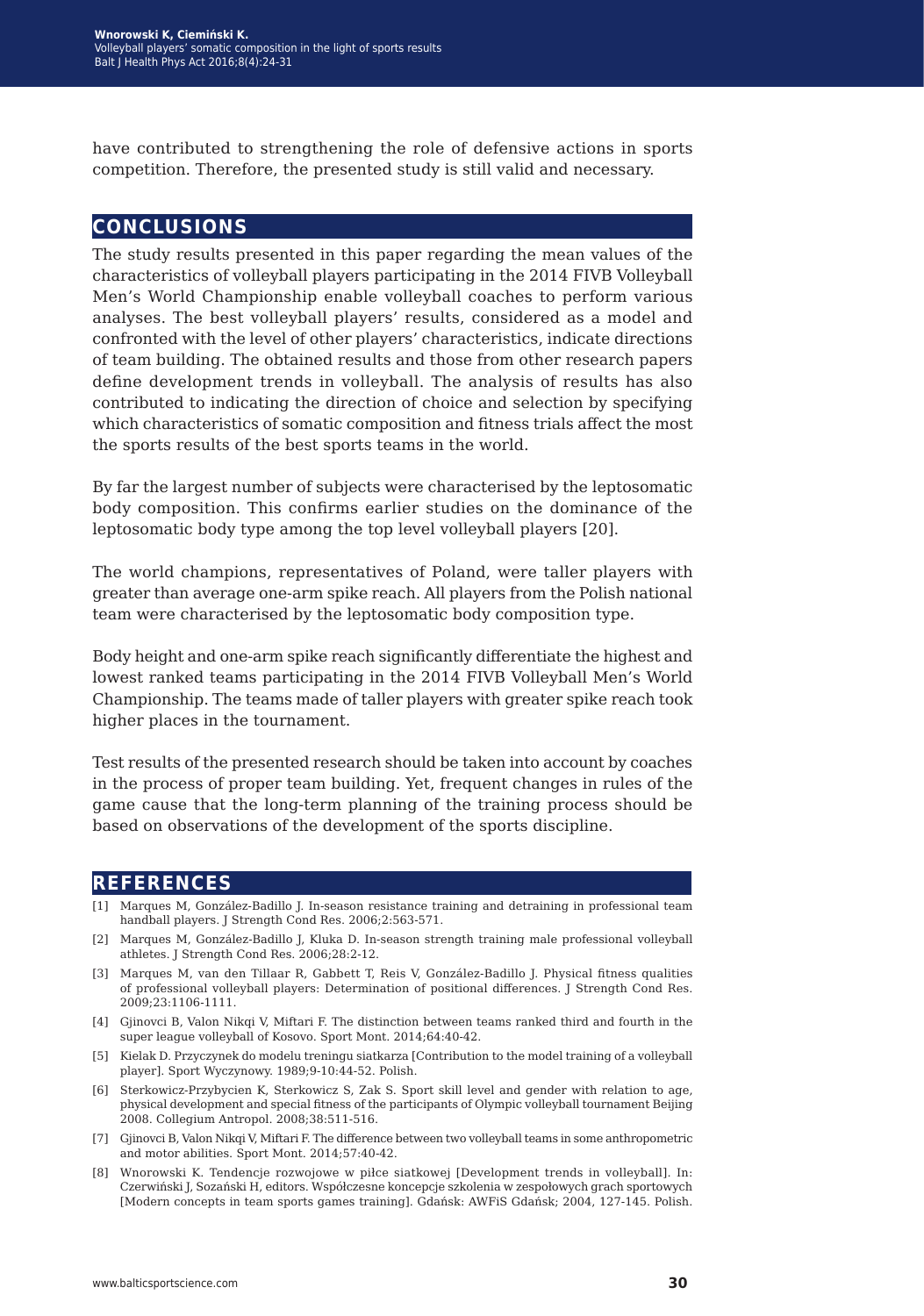have contributed to strengthening the role of defensive actions in sports competition. Therefore, the presented study is still valid and necessary.

## CONCLUSIONS

The study results presented in this paper regarding the mean values of the characteristics of volleyball players participating in the 2014 FIVB Volleyball Men's World Championship enable volleyball coaches to perform various analyses. The best volleyball players' results, considered as a model and confronted with the level of other players' characteristics, indicate directions of team building. The obtained results and those from other research papers define development trends in volleyball. The analysis of results has also contributed to indicating the direction of choice and selection by specifying which characteristics of somatic composition and fitness trials affect the most the sports results of the best sports teams in the world.

By far the largest number of subjects were characterised by the leptosomatic body composition. This confirms earlier studies on the dominance of the leptosomatic body type among the top level volleyball players [20].

The world champions, representatives of Poland, were taller players with greater than average one-arm spike reach. All players from the Polish national team were characterised by the leptosomatic body composition type.

Body height and one-arm spike reach significantly differentiate the highest and lowest ranked teams participating in the 2014 FIVB Volleyball Men's World Championship. The teams made of taller players with greater spike reach took higher places in the tournament.

Test results of the presented research should be taken into account by coaches in the process of proper team building. Yet, frequent changes in rules of the game cause that the long-term planning of the training process should be based on observations of the development of the sports discipline.

## REFERENCES

[1] Marques M, González-Badillo J. In-season resistance training and detraining in professional team handball players. J Strength Cond Res. 2006;2:563-571.

[2] Marques M, González-Badillo J, Kluka D. In-season strength training male professional volleyball athletes. J Strength Cond Res. 2006;28:2-12.

[3] Marques M, van den Tillaar R, Gabbett T, Reis V, González-Badillo J. Physical fitness qualities of professional volleyball players: Determination of positional differences. J Strength Cond Res. 2009;23:1106-1111.

[4] Gjinovci B, Valon Nikqi V, Miftari F. The distinction between teams ranked third and fourth in the super league volleyball of Kosovo. Sport Mont. 2014;64:40-42.

[5] Kielak D. Przyczynek do modelu treningu siatkarza [Contribution to the model training of a volleyball player]. Sport Wyczynowy. 1989;9-10:44-52. Polish.

[6] Sterkowicz-Przybycien K, Sterkowicz S, Zak S. Sport skill level and gender with relation to age, physical development and special fitness of the participants of Olympic volleyball tournament Beijing 2008. Collegium Antropol. 2008;38:511-516.

[7] Gjinovci B, Valon Nikqi V, Miftari F. The difference between two volleyball teams in some anthropometric and motor abilities. Sport Mont. 2014;57:40-42.

[8] Wnorowski K. Tendencje rozwojowe w piłce siatkowej [Development trends in volleyball]. In: Czerwiński J, Sozański H, editors. Współczesne koncepcje szkolenia w zespołowych grach sportowych [Modern concepts in team sports games training]. Gdańsk: AWFiS Gdańsk; 2004, 127-145. Polish.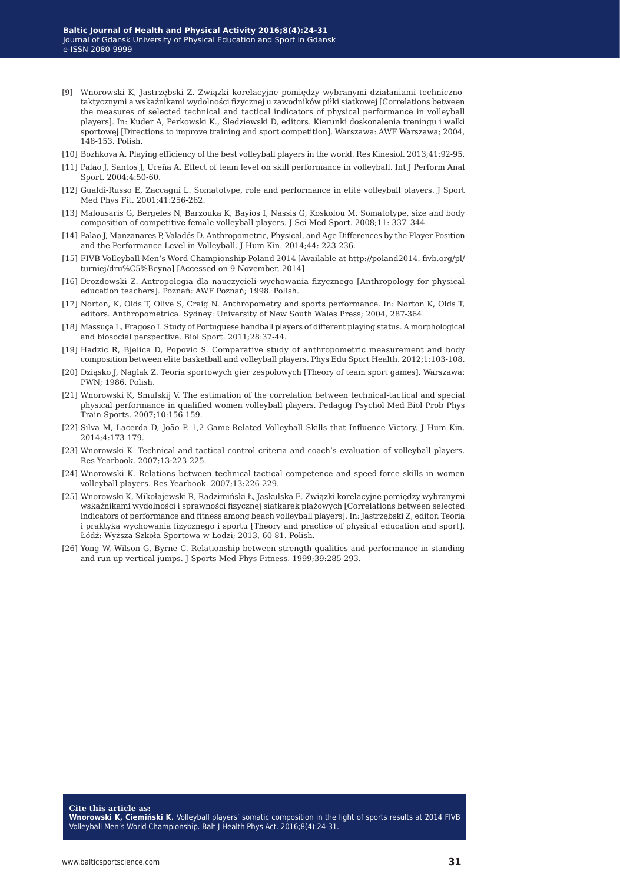[9] Wnorowski K, Jastrzębski Z. Związki korelacyjne pomiędzy wybranymi działaniami techniczno-taktycznymi a wskaźnikami wydolności fizycznej u zawodników piłki siatkowej [Correlations between the measures of selected technical and tactical indicators of physical performance in volleyball players]. In: Kuder A, Perkowski K., Śledziewski D, editors. Kierunki doskonalenia treningu i walki sportowej [Directions to improve training and sport competition]. Warszawa: AWF Warszawa; 2004, 148-153. Polish.

[10] Bozhkova A. Playing efficiency of the best volleyball players in the world. Res Kinesiol. 2013;41:92-95.

[11] Palao J, Santos J, Ureña A. Effect of team level on skill performance in volleyball. Int J Perform Anal Sport. 2004;4:50-60.

[12] Gualdi-Russo E, Zaccagni L. Somatotype, role and performance in elite volleyball players. J Sport Med Phys Fit. 2001;41:256-262.

[13] Malousaris G, Bergeles N, Barzouka K, Bayios I, Nassis G, Koskolou M. Somatotype, size and body composition of competitive female volleyball players. J Sci Med Sport. 2008;11: 337–344.

[14] Palao J, Manzanares P, Valadés D. Anthropometric, Physical, and Age Differences by the Player Position and the Performance Level in Volleyball. J Hum Kin. 2014;44: 223-236.

[15] FIVB Volleyball Men's Word Championship Poland 2014 [Available at http://poland2014. fivb.org/pl/turniej/dru%C5%Bcyna] [Accessed on 9 November, 2014].

[16] Drozdowski Z. Antropologia dla nauczycieli wychowania fizycznego [Anthropology for physical education teachers]. Poznań: AWF Poznań; 1998. Polish.

[17] Norton, K, Olds T, Olive S, Craig N. Anthropometry and sports performance. In: Norton K, Olds T, editors. Anthropometrica. Sydney: University of New South Wales Press; 2004, 287-364.

[18] Massuça L, Fragoso I. Study of Portuguese handball players of different playing status. A morphological and biosocial perspective. Biol Sport. 2011;28:37-44.

[19] Hadzic R, Bjelica D, Popovic S. Comparative study of anthropometric measurement and body composition between elite basketball and volleyball players. Phys Edu Sport Health. 2012;1:103-108.

[20] Dziąsko J, Naglak Z. Teoria sportowych gier zespołowych [Theory of team sport games]. Warszawa: PWN; 1986. Polish.

[21] Wnorowski K, Smulskij V. The estimation of the correlation between technical-tactical and special physical performance in qualified women volleyball players. Pedagog Psychol Med Biol Prob Phys Train Sports. 2007;10:156-159.

[22] Silva M, Lacerda D, João P. 1,2 Game-Related Volleyball Skills that Influence Victory. J Hum Kin. 2014;4:173-179.

[23] Wnorowski K. Technical and tactical control criteria and coach's evaluation of volleyball players. Res Yearbook. 2007;13:223-225.

[24] Wnorowski K. Relations between technical-tactical competence and speed-force skills in women volleyball players. Res Yearbook. 2007;13:226-229.

[25] Wnorowski K, Mikołajewski R, Radzimiński Ł, Jaskulska E. Związki korelacyjne pomiędzy wybranymi wskaźnikami wydolności i sprawności fizycznej siatkarek plażowych [Correlations between selected indicators of performance and fitness among beach volleyball players]. In: Jastrzębski Z, editor. Teoria i praktyka wychowania fizycznego i sportu [Theory and practice of physical education and sport]. Łódź: Wyższa Szkoła Sportowa w Łodzi; 2013, 60-81. Polish.

[26] Yong W, Wilson G, Byrne C. Relationship between strength qualities and performance in standing and run up vertical jumps. J Sports Med Phys Fitness. 1999;39:285-293.

**Cite this article as:**
**Wnorowski K, Ciemiński K.** Volleyball players' somatic composition in the light of sports results at 2014 FIVB Volleyball Men's World Championship. Balt J Health Phys Act. 2016;8(4):24-31.